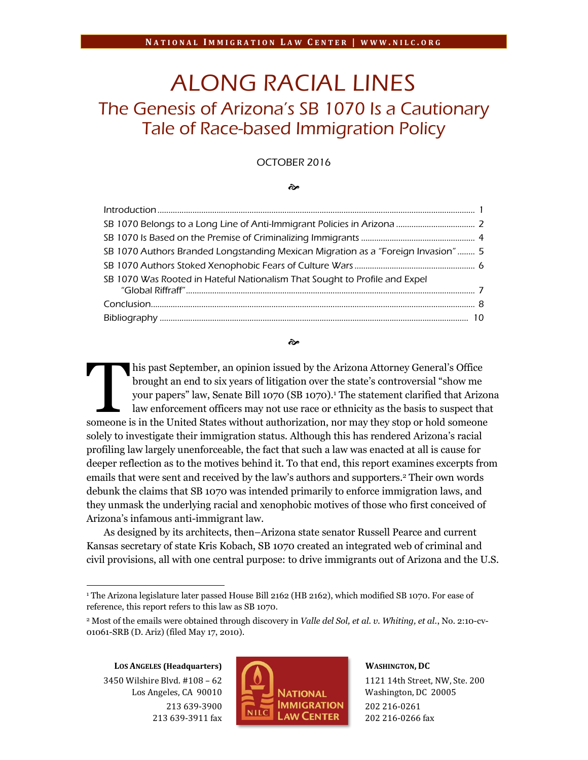# ALONG RACIAL LINES

## The Genesis of Arizona's SB 1070 Is a Cautionary Tale of Race-based Immigration Policy

OCTOBER 2016

| | |
|---|---|
| Introduction | 1 |
| SB 1070 Belongs to a Long Line of Anti-Immigrant Policies in Arizona | 2 |
| SB 1070 Is Based on the Premise of Criminalizing Immigrants | 4 |
| SB 1070 Authors Branded Longstanding Mexican Migration as a "Foreign Invasion" | 5 |
| SB 1070 Authors Stoked Xenophobic Fears of Culture Wars | 6 |
| SB 1070 Was Rooted in Hateful Nationalism That Sought to Profile and Expel "Global Riffraff" | 7 |
| Conclusion | 8 |
| Bibliography | 10 |

This past September, an opinion issued by the Arizona Attorney General's Office brought an end to six years of litigation over the state's controversial "show me your papers" law, Senate Bill 1070 (SB 1070).[1] The statement clarified that Arizona law enforcement officers may not use race or ethnicity as the basis to suspect that someone is in the United States without authorization, nor may they stop or hold someone solely to investigate their immigration status. Although this has rendered Arizona's racial profiling law largely unenforceable, the fact that such a law was enacted at all is cause for deeper reflection as to the motives behind it. To that end, this report examines excerpts from emails that were sent and received by the law's authors and supporters.[2] Their own words debunk the claims that SB 1070 was intended primarily to enforce immigration laws, and they unmask the underlying racial and xenophobic motives of those who first conceived of Arizona's infamous anti-immigrant law.

As designed by its architects, then–Arizona state senator Russell Pearce and current Kansas secretary of state Kris Kobach, SB 1070 created an integrated web of criminal and civil provisions, all with one central purpose: to drive immigrants out of Arizona and the U.S.

---

[1] The Arizona legislature later passed House Bill 2162 (HB 2162), which modified SB 1070. For ease of reference, this report refers to this law as SB 1070.

[2] Most of the emails were obtained through discovery in *Valle del Sol, et al. v. Whiting, et al.*, No. 2:10-cv-01061-SRB (D. Ariz) (filed May 17, 2010).

**LOS ANGELES (Headquarters)**
3450 Wilshire Blvd. #108 – 62
Los Angeles, CA 90010
213 639-3900
213 639-3911 fax

**WASHINGTON, DC**
1121 14th Street, NW, Ste. 200
Washington, DC 20005
202 216-0261
202 216-0266 fax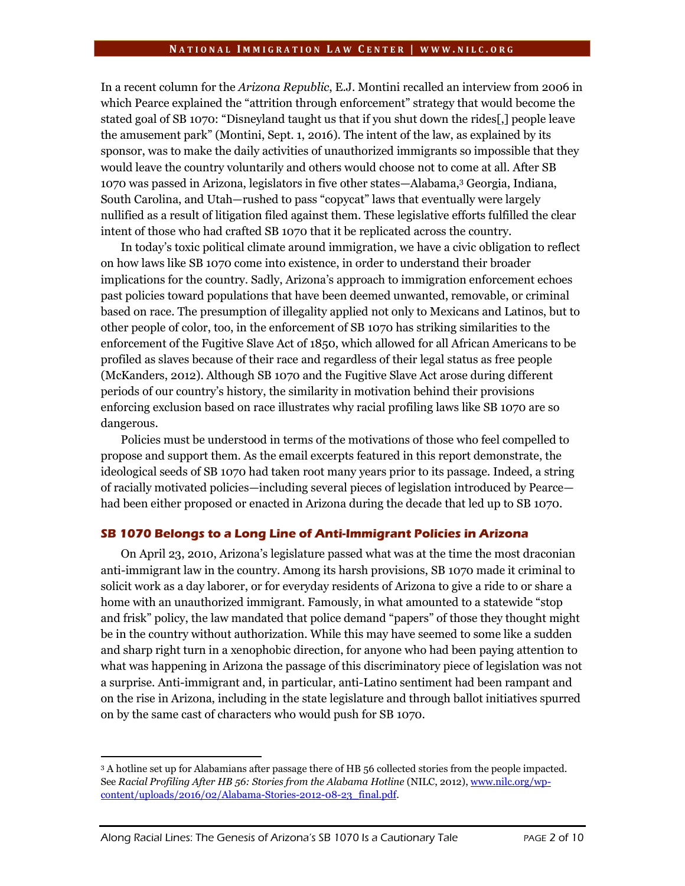In a recent column for the *Arizona Republic*, E.J. Montini recalled an interview from 2006 in which Pearce explained the "attrition through enforcement" strategy that would become the stated goal of SB 1070: "Disneyland taught us that if you shut down the rides[,] people leave the amusement park" (Montini, Sept. 1, 2016). The intent of the law, as explained by its sponsor, was to make the daily activities of unauthorized immigrants so impossible that they would leave the country voluntarily and others would choose not to come at all. After SB 1070 was passed in Arizona, legislators in five other states—Alabama,[3] Georgia, Indiana, South Carolina, and Utah—rushed to pass "copycat" laws that eventually were largely nullified as a result of litigation filed against them. These legislative efforts fulfilled the clear intent of those who had crafted SB 1070 that it be replicated across the country.

In today's toxic political climate around immigration, we have a civic obligation to reflect on how laws like SB 1070 come into existence, in order to understand their broader implications for the country. Sadly, Arizona's approach to immigration enforcement echoes past policies toward populations that have been deemed unwanted, removable, or criminal based on race. The presumption of illegality applied not only to Mexicans and Latinos, but to other people of color, too, in the enforcement of SB 1070 has striking similarities to the enforcement of the Fugitive Slave Act of 1850, which allowed for all African Americans to be profiled as slaves because of their race and regardless of their legal status as free people (McKanders, 2012). Although SB 1070 and the Fugitive Slave Act arose during different periods of our country's history, the similarity in motivation behind their provisions enforcing exclusion based on race illustrates why racial profiling laws like SB 1070 are so dangerous.

Policies must be understood in terms of the motivations of those who feel compelled to propose and support them. As the email excerpts featured in this report demonstrate, the ideological seeds of SB 1070 had taken root many years prior to its passage. Indeed, a string of racially motivated policies—including several pieces of legislation introduced by Pearce—had been either proposed or enacted in Arizona during the decade that led up to SB 1070.

### SB 1070 Belongs to a Long Line of Anti-Immigrant Policies in Arizona

On April 23, 2010, Arizona's legislature passed what was at the time the most draconian anti-immigrant law in the country. Among its harsh provisions, SB 1070 made it criminal to solicit work as a day laborer, or for everyday residents of Arizona to give a ride to or share a home with an unauthorized immigrant. Famously, in what amounted to a statewide "stop and frisk" policy, the law mandated that police demand "papers" of those they thought might be in the country without authorization. While this may have seemed to some like a sudden and sharp right turn in a xenophobic direction, for anyone who had been paying attention to what was happening in Arizona the passage of this discriminatory piece of legislation was not a surprise. Anti-immigrant and, in particular, anti-Latino sentiment had been rampant and on the rise in Arizona, including in the state legislature and through ballot initiatives spurred on by the same cast of characters who would push for SB 1070.

---

[3] A hotline set up for Alabamians after passage there of HB 56 collected stories from the people impacted. See *Racial Profiling After HB 56: Stories from the Alabama Hotline* (NILC, 2012), www.nilc.org/wp-content/uploads/2016/02/Alabama-Stories-2012-08-23_final.pdf.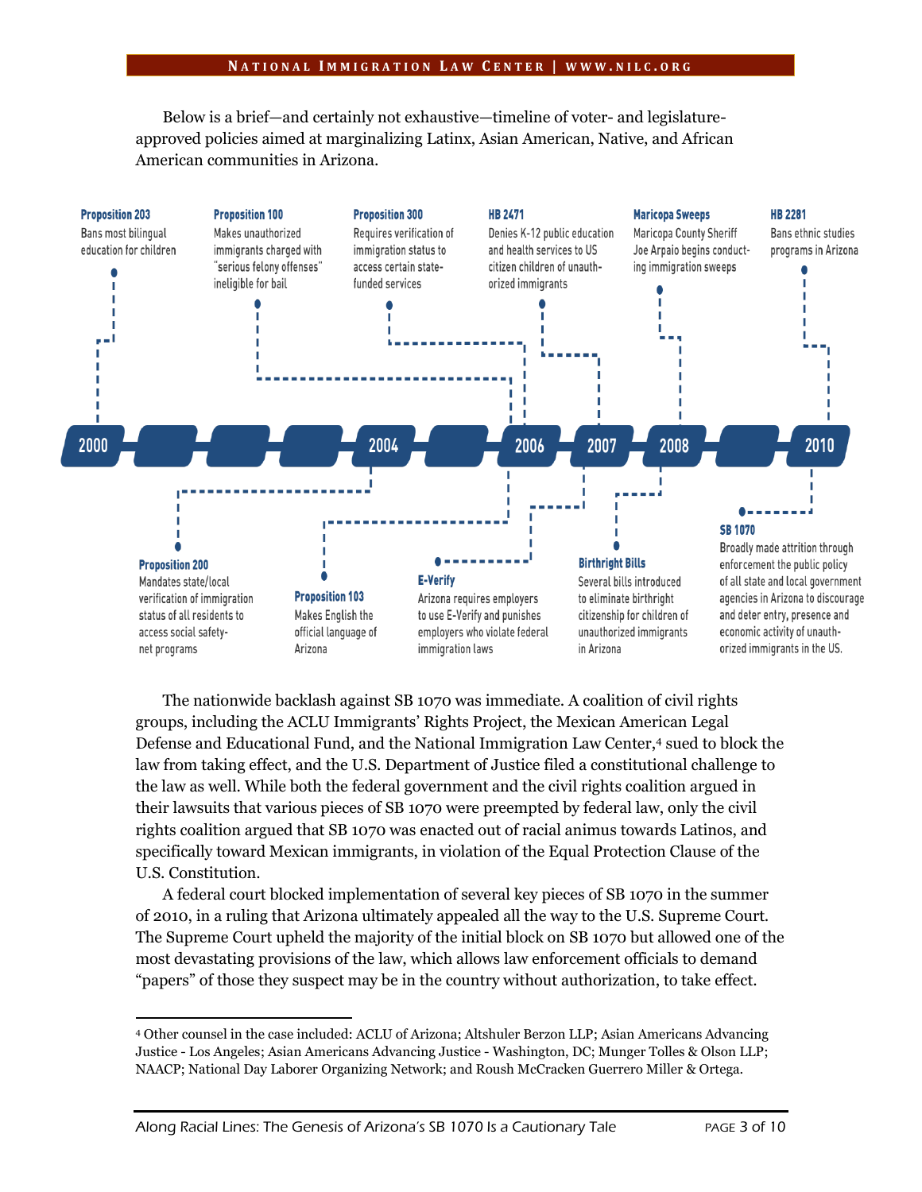Below is a brief—and certainly not exhaustive—timeline of voter- and legislature-approved policies aimed at marginalizing Latinx, Asian American, Native, and African American communities in Arizona.

**2000**

- **Proposition 203** — Bans most bilingual education for children
- **Proposition 200** (2004) — Mandates state/local verification of immigration status of all residents to access social safety-net programs

**2006**

- **Proposition 100** — Makes unauthorized immigrants charged with "serious felony offenses" ineligible for bail
- **Proposition 300** — Requires verification of immigration status to access certain state-funded services
- **Proposition 103** — Makes English the official language of Arizona

**2007**

- **HB 2471** — Denies K-12 public education and health services to US citizen children of unauthorized immigrants
- **E-Verify** — Arizona requires employers to use E-Verify and punishes employers who violate federal immigration laws

**2008**

- **Maricopa Sweeps** — Maricopa County Sheriff Joe Arpaio begins conducting immigration sweeps
- **Birthright Bills** — Several bills introduced to eliminate birthright citizenship for children of unauthorized immigrants in Arizona

**2010**

- **HB 2281** — Bans ethnic studies programs in Arizona
- **SB 1070** — Broadly made attrition through enforcement the public policy of all state and local government agencies in Arizona to discourage and deter entry, presence and economic activity of unauthorized immigrants in the US.

The nationwide backlash against SB 1070 was immediate. A coalition of civil rights groups, including the ACLU Immigrants' Rights Project, the Mexican American Legal Defense and Educational Fund, and the National Immigration Law Center,[4] sued to block the law from taking effect, and the U.S. Department of Justice filed a constitutional challenge to the law as well. While both the federal government and the civil rights coalition argued in their lawsuits that various pieces of SB 1070 were preempted by federal law, only the civil rights coalition argued that SB 1070 was enacted out of racial animus towards Latinos, and specifically toward Mexican immigrants, in violation of the Equal Protection Clause of the U.S. Constitution.

A federal court blocked implementation of several key pieces of SB 1070 in the summer of 2010, in a ruling that Arizona ultimately appealed all the way to the U.S. Supreme Court. The Supreme Court upheld the majority of the initial block on SB 1070 but allowed one of the most devastating provisions of the law, which allows law enforcement officials to demand "papers" of those they suspect may be in the country without authorization, to take effect.

---

[4] Other counsel in the case included: ACLU of Arizona; Altshuler Berzon LLP; Asian Americans Advancing Justice - Los Angeles; Asian Americans Advancing Justice - Washington, DC; Munger Tolles & Olson LLP; NAACP; National Day Laborer Organizing Network; and Roush McCracken Guerrero Miller & Ortega.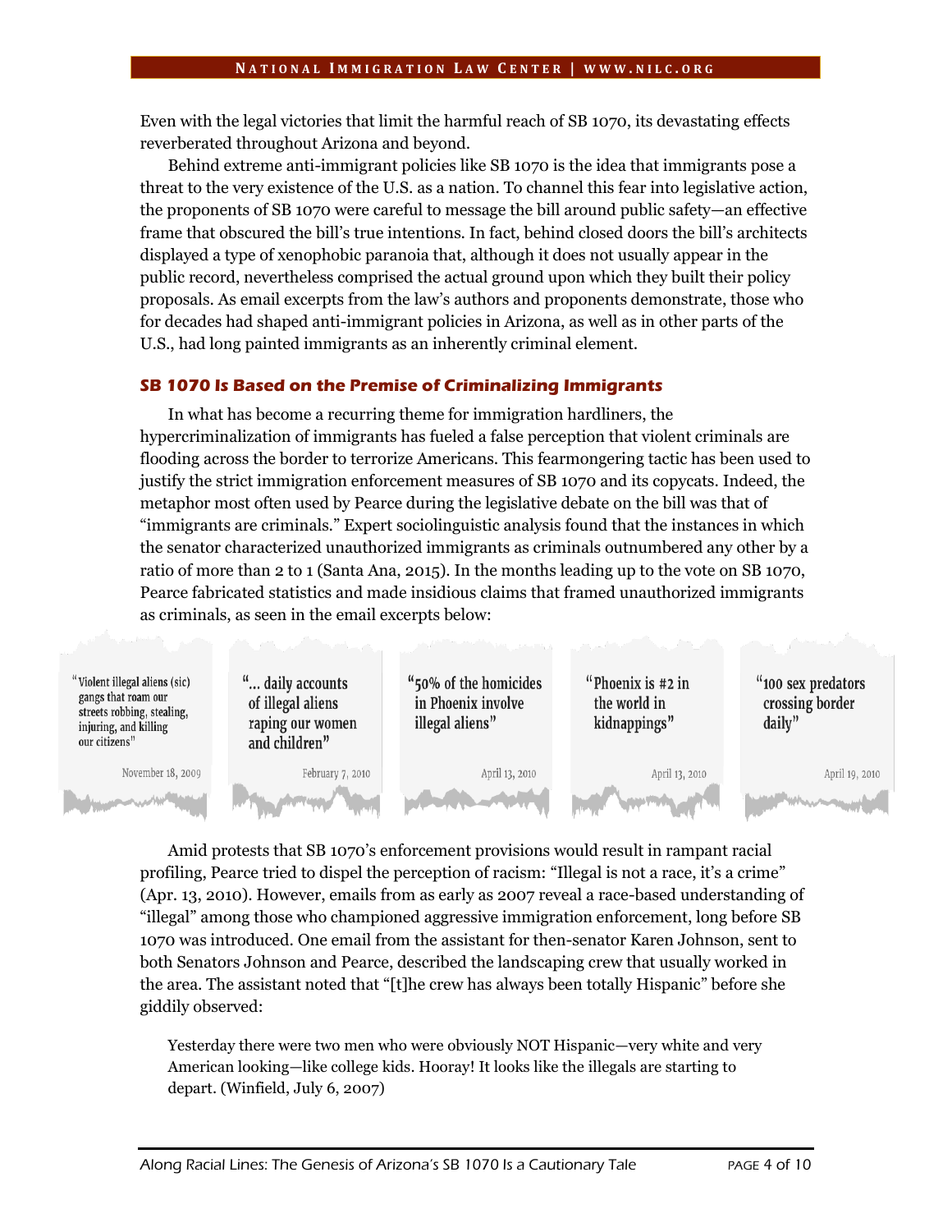Even with the legal victories that limit the harmful reach of SB 1070, its devastating effects reverberated throughout Arizona and beyond.

Behind extreme anti-immigrant policies like SB 1070 is the idea that immigrants pose a threat to the very existence of the U.S. as a nation. To channel this fear into legislative action, the proponents of SB 1070 were careful to message the bill around public safety—an effective frame that obscured the bill's true intentions. In fact, behind closed doors the bill's architects displayed a type of xenophobic paranoia that, although it does not usually appear in the public record, nevertheless comprised the actual ground upon which they built their policy proposals. As email excerpts from the law's authors and proponents demonstrate, those who for decades had shaped anti-immigrant policies in Arizona, as well as in other parts of the U.S., had long painted immigrants as an inherently criminal element.

### SB 1070 Is Based on the Premise of Criminalizing Immigrants

In what has become a recurring theme for immigration hardliners, the hypercriminalization of immigrants has fueled a false perception that violent criminals are flooding across the border to terrorize Americans. This fearmongering tactic has been used to justify the strict immigration enforcement measures of SB 1070 and its copycats. Indeed, the metaphor most often used by Pearce during the legislative debate on the bill was that of "immigrants are criminals." Expert sociolinguistic analysis found that the instances in which the senator characterized unauthorized immigrants as criminals outnumbered any other by a ratio of more than 2 to 1 (Santa Ana, 2015). In the months leading up to the vote on SB 1070, Pearce fabricated statistics and made insidious claims that framed unauthorized immigrants as criminals, as seen in the email excerpts below:

"Violent illegal aliens (sic) gangs that roam our streets robbing, stealing, injuring, and killing our citizens" — November 18, 2009

"... daily accounts of illegal aliens raping our women and children" — February 7, 2010

"50% of the homicides in Phoenix involve illegal aliens" — April 13, 2010

"Phoenix is #2 in the world in kidnappings" — April 13, 2010

"100 sex predators crossing border daily" — April 19, 2010

Amid protests that SB 1070's enforcement provisions would result in rampant racial profiling, Pearce tried to dispel the perception of racism: "Illegal is not a race, it's a crime" (Apr. 13, 2010). However, emails from as early as 2007 reveal a race-based understanding of "illegal" among those who championed aggressive immigration enforcement, long before SB 1070 was introduced. One email from the assistant for then-senator Karen Johnson, sent to both Senators Johnson and Pearce, described the landscaping crew that usually worked in the area. The assistant noted that "[t]he crew has always been totally Hispanic" before she giddily observed:

> Yesterday there were two men who were obviously NOT Hispanic—very white and very American looking—like college kids. Hooray! It looks like the illegals are starting to depart. (Winfield, July 6, 2007)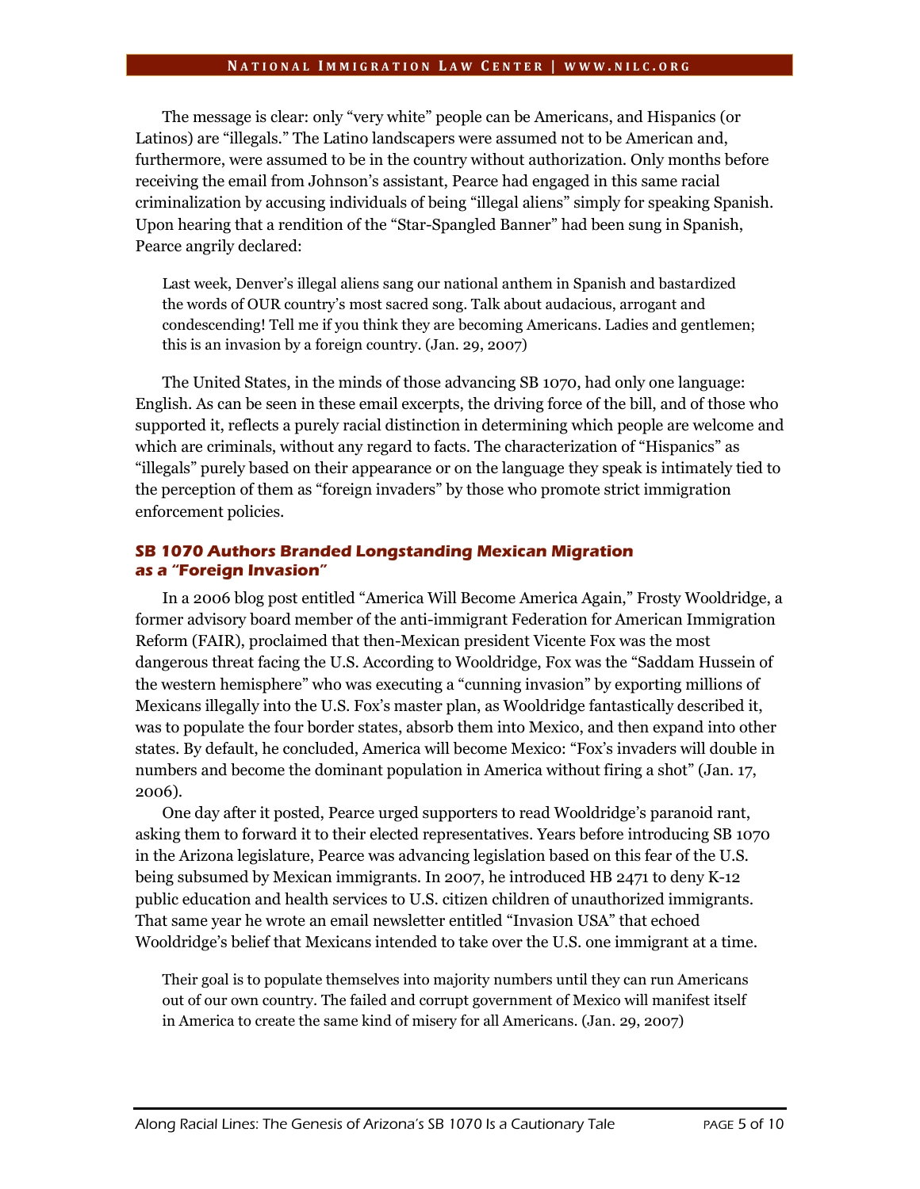The message is clear: only "very white" people can be Americans, and Hispanics (or Latinos) are "illegals." The Latino landscapers were assumed not to be American and, furthermore, were assumed to be in the country without authorization. Only months before receiving the email from Johnson's assistant, Pearce had engaged in this same racial criminalization by accusing individuals of being "illegal aliens" simply for speaking Spanish. Upon hearing that a rendition of the "Star-Spangled Banner" had been sung in Spanish, Pearce angrily declared:

> Last week, Denver's illegal aliens sang our national anthem in Spanish and bastardized the words of OUR country's most sacred song. Talk about audacious, arrogant and condescending! Tell me if you think they are becoming Americans. Ladies and gentlemen; this is an invasion by a foreign country. (Jan. 29, 2007)

The United States, in the minds of those advancing SB 1070, had only one language: English. As can be seen in these email excerpts, the driving force of the bill, and of those who supported it, reflects a purely racial distinction in determining which people are welcome and which are criminals, without any regard to facts. The characterization of "Hispanics" as "illegals" purely based on their appearance or on the language they speak is intimately tied to the perception of them as "foreign invaders" by those who promote strict immigration enforcement policies.

### SB 1070 Authors Branded Longstanding Mexican Migration as a "Foreign Invasion"

In a 2006 blog post entitled "America Will Become America Again," Frosty Wooldridge, a former advisory board member of the anti-immigrant Federation for American Immigration Reform (FAIR), proclaimed that then-Mexican president Vicente Fox was the most dangerous threat facing the U.S. According to Wooldridge, Fox was the "Saddam Hussein of the western hemisphere" who was executing a "cunning invasion" by exporting millions of Mexicans illegally into the U.S. Fox's master plan, as Wooldridge fantastically described it, was to populate the four border states, absorb them into Mexico, and then expand into other states. By default, he concluded, America will become Mexico: "Fox's invaders will double in numbers and become the dominant population in America without firing a shot" (Jan. 17, 2006).

One day after it posted, Pearce urged supporters to read Wooldridge's paranoid rant, asking them to forward it to their elected representatives. Years before introducing SB 1070 in the Arizona legislature, Pearce was advancing legislation based on this fear of the U.S. being subsumed by Mexican immigrants. In 2007, he introduced HB 2471 to deny K-12 public education and health services to U.S. citizen children of unauthorized immigrants. That same year he wrote an email newsletter entitled "Invasion USA" that echoed Wooldridge's belief that Mexicans intended to take over the U.S. one immigrant at a time.

> Their goal is to populate themselves into majority numbers until they can run Americans out of our own country. The failed and corrupt government of Mexico will manifest itself in America to create the same kind of misery for all Americans. (Jan. 29, 2007)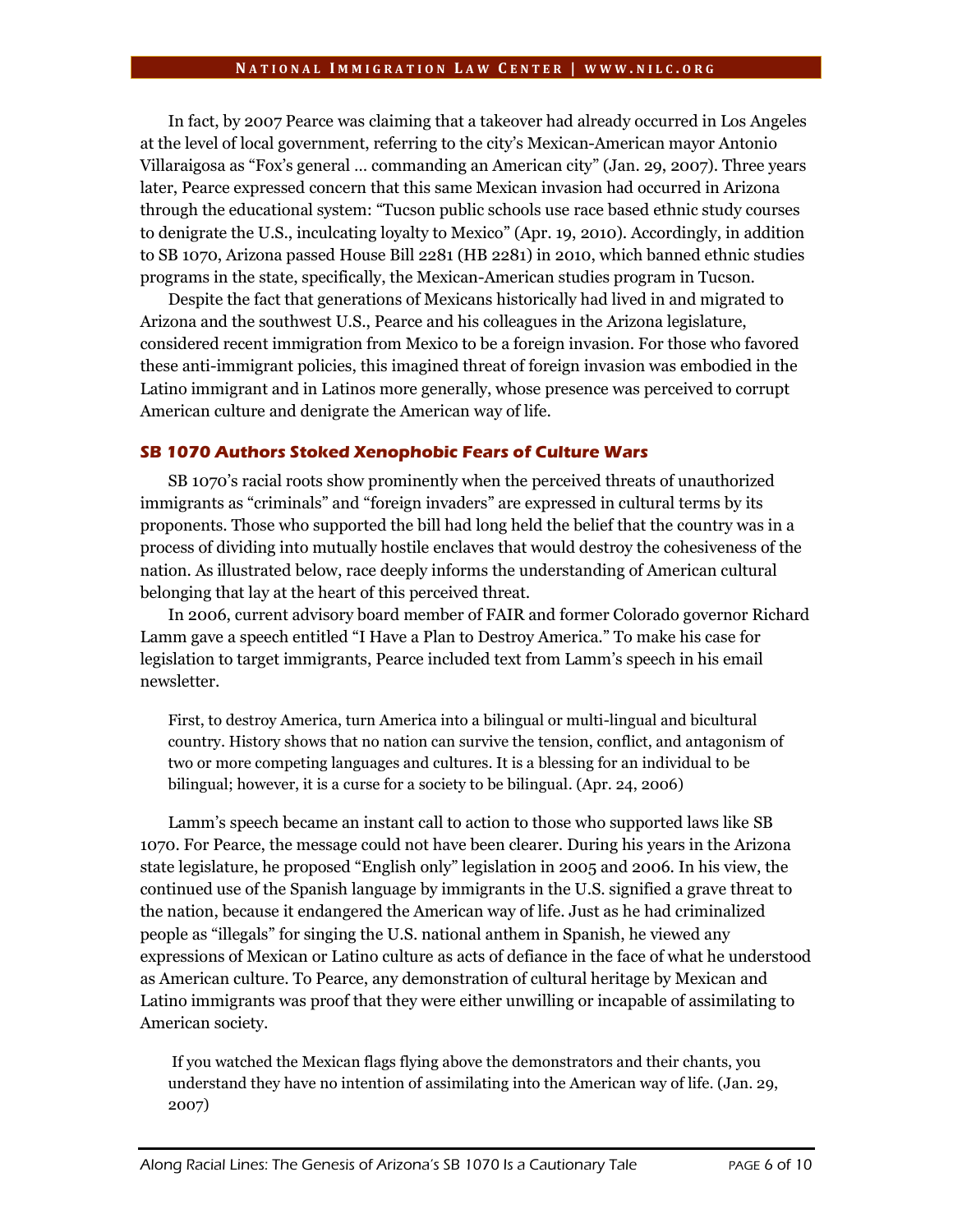In fact, by 2007 Pearce was claiming that a takeover had already occurred in Los Angeles at the level of local government, referring to the city's Mexican-American mayor Antonio Villaraigosa as "Fox's general … commanding an American city" (Jan. 29, 2007). Three years later, Pearce expressed concern that this same Mexican invasion had occurred in Arizona through the educational system: "Tucson public schools use race based ethnic study courses to denigrate the U.S., inculcating loyalty to Mexico" (Apr. 19, 2010). Accordingly, in addition to SB 1070, Arizona passed House Bill 2281 (HB 2281) in 2010, which banned ethnic studies programs in the state, specifically, the Mexican-American studies program in Tucson.

Despite the fact that generations of Mexicans historically had lived in and migrated to Arizona and the southwest U.S., Pearce and his colleagues in the Arizona legislature, considered recent immigration from Mexico to be a foreign invasion. For those who favored these anti-immigrant policies, this imagined threat of foreign invasion was embodied in the Latino immigrant and in Latinos more generally, whose presence was perceived to corrupt American culture and denigrate the American way of life.

### SB 1070 Authors Stoked Xenophobic Fears of Culture Wars

SB 1070's racial roots show prominently when the perceived threats of unauthorized immigrants as "criminals" and "foreign invaders" are expressed in cultural terms by its proponents. Those who supported the bill had long held the belief that the country was in a process of dividing into mutually hostile enclaves that would destroy the cohesiveness of the nation. As illustrated below, race deeply informs the understanding of American cultural belonging that lay at the heart of this perceived threat.

In 2006, current advisory board member of FAIR and former Colorado governor Richard Lamm gave a speech entitled "I Have a Plan to Destroy America." To make his case for legislation to target immigrants, Pearce included text from Lamm's speech in his email newsletter.

> First, to destroy America, turn America into a bilingual or multi-lingual and bicultural country. History shows that no nation can survive the tension, conflict, and antagonism of two or more competing languages and cultures. It is a blessing for an individual to be bilingual; however, it is a curse for a society to be bilingual. (Apr. 24, 2006)

Lamm's speech became an instant call to action to those who supported laws like SB 1070. For Pearce, the message could not have been clearer. During his years in the Arizona state legislature, he proposed "English only" legislation in 2005 and 2006. In his view, the continued use of the Spanish language by immigrants in the U.S. signified a grave threat to the nation, because it endangered the American way of life. Just as he had criminalized people as "illegals" for singing the U.S. national anthem in Spanish, he viewed any expressions of Mexican or Latino culture as acts of defiance in the face of what he understood as American culture. To Pearce, any demonstration of cultural heritage by Mexican and Latino immigrants was proof that they were either unwilling or incapable of assimilating to American society.

> If you watched the Mexican flags flying above the demonstrators and their chants, you understand they have no intention of assimilating into the American way of life. (Jan. 29, 2007)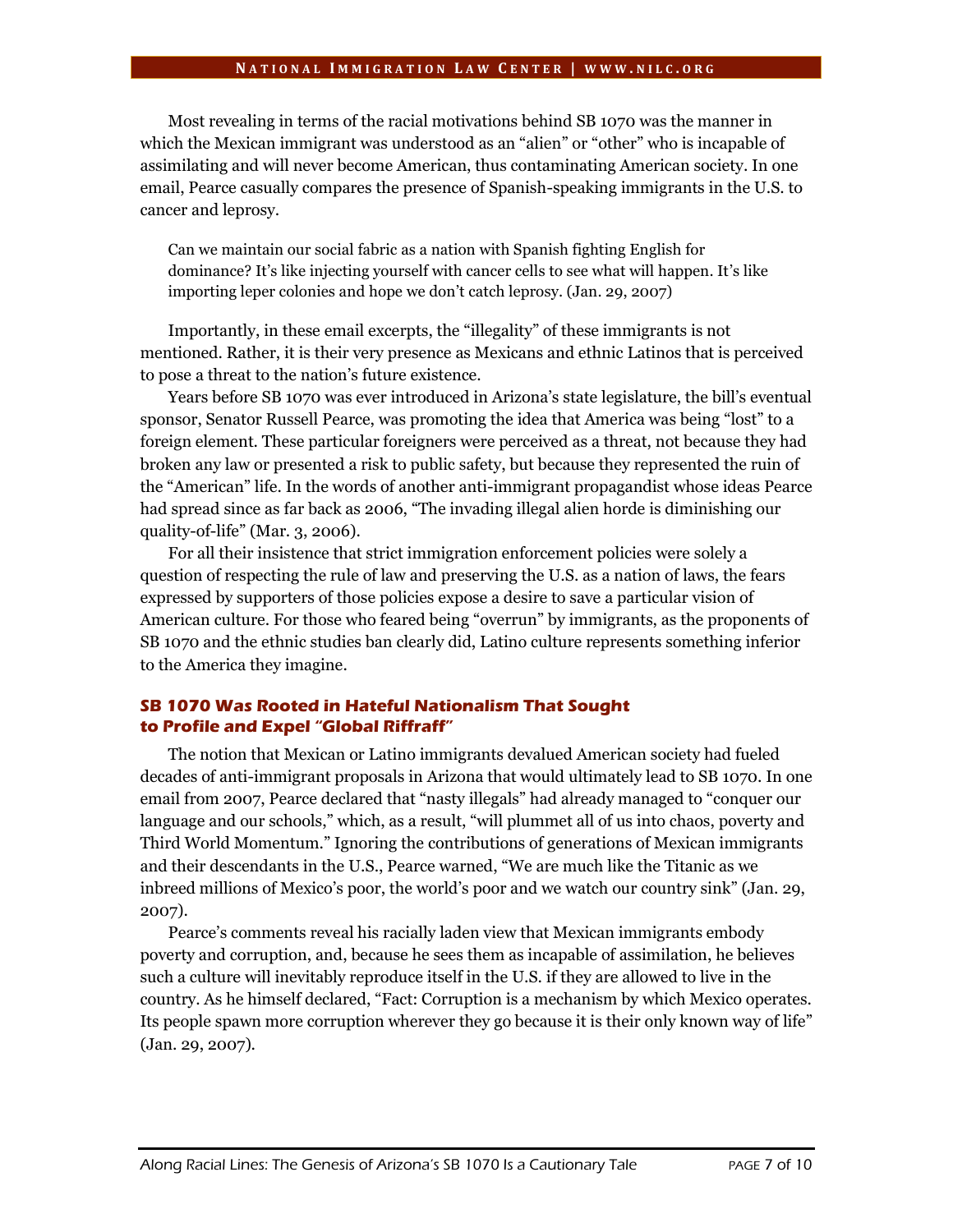Most revealing in terms of the racial motivations behind SB 1070 was the manner in which the Mexican immigrant was understood as an "alien" or "other" who is incapable of assimilating and will never become American, thus contaminating American society. In one email, Pearce casually compares the presence of Spanish-speaking immigrants in the U.S. to cancer and leprosy.

> Can we maintain our social fabric as a nation with Spanish fighting English for dominance? It's like injecting yourself with cancer cells to see what will happen. It's like importing leper colonies and hope we don't catch leprosy. (Jan. 29, 2007)

Importantly, in these email excerpts, the "illegality" of these immigrants is not mentioned. Rather, it is their very presence as Mexicans and ethnic Latinos that is perceived to pose a threat to the nation's future existence.

Years before SB 1070 was ever introduced in Arizona's state legislature, the bill's eventual sponsor, Senator Russell Pearce, was promoting the idea that America was being "lost" to a foreign element. These particular foreigners were perceived as a threat, not because they had broken any law or presented a risk to public safety, but because they represented the ruin of the "American" life. In the words of another anti-immigrant propagandist whose ideas Pearce had spread since as far back as 2006, "The invading illegal alien horde is diminishing our quality-of-life" (Mar. 3, 2006).

For all their insistence that strict immigration enforcement policies were solely a question of respecting the rule of law and preserving the U.S. as a nation of laws, the fears expressed by supporters of those policies expose a desire to save a particular vision of American culture. For those who feared being "overrun" by immigrants, as the proponents of SB 1070 and the ethnic studies ban clearly did, Latino culture represents something inferior to the America they imagine.

### SB 1070 Was Rooted in Hateful Nationalism That Sought to Profile and Expel "Global Riffraff"

The notion that Mexican or Latino immigrants devalued American society had fueled decades of anti-immigrant proposals in Arizona that would ultimately lead to SB 1070. In one email from 2007, Pearce declared that "nasty illegals" had already managed to "conquer our language and our schools," which, as a result, "will plummet all of us into chaos, poverty and Third World Momentum." Ignoring the contributions of generations of Mexican immigrants and their descendants in the U.S., Pearce warned, "We are much like the Titanic as we inbreed millions of Mexico's poor, the world's poor and we watch our country sink" (Jan. 29, 2007).

Pearce's comments reveal his racially laden view that Mexican immigrants embody poverty and corruption, and, because he sees them as incapable of assimilation, he believes such a culture will inevitably reproduce itself in the U.S. if they are allowed to live in the country. As he himself declared, "Fact: Corruption is a mechanism by which Mexico operates. Its people spawn more corruption wherever they go because it is their only known way of life" (Jan. 29, 2007).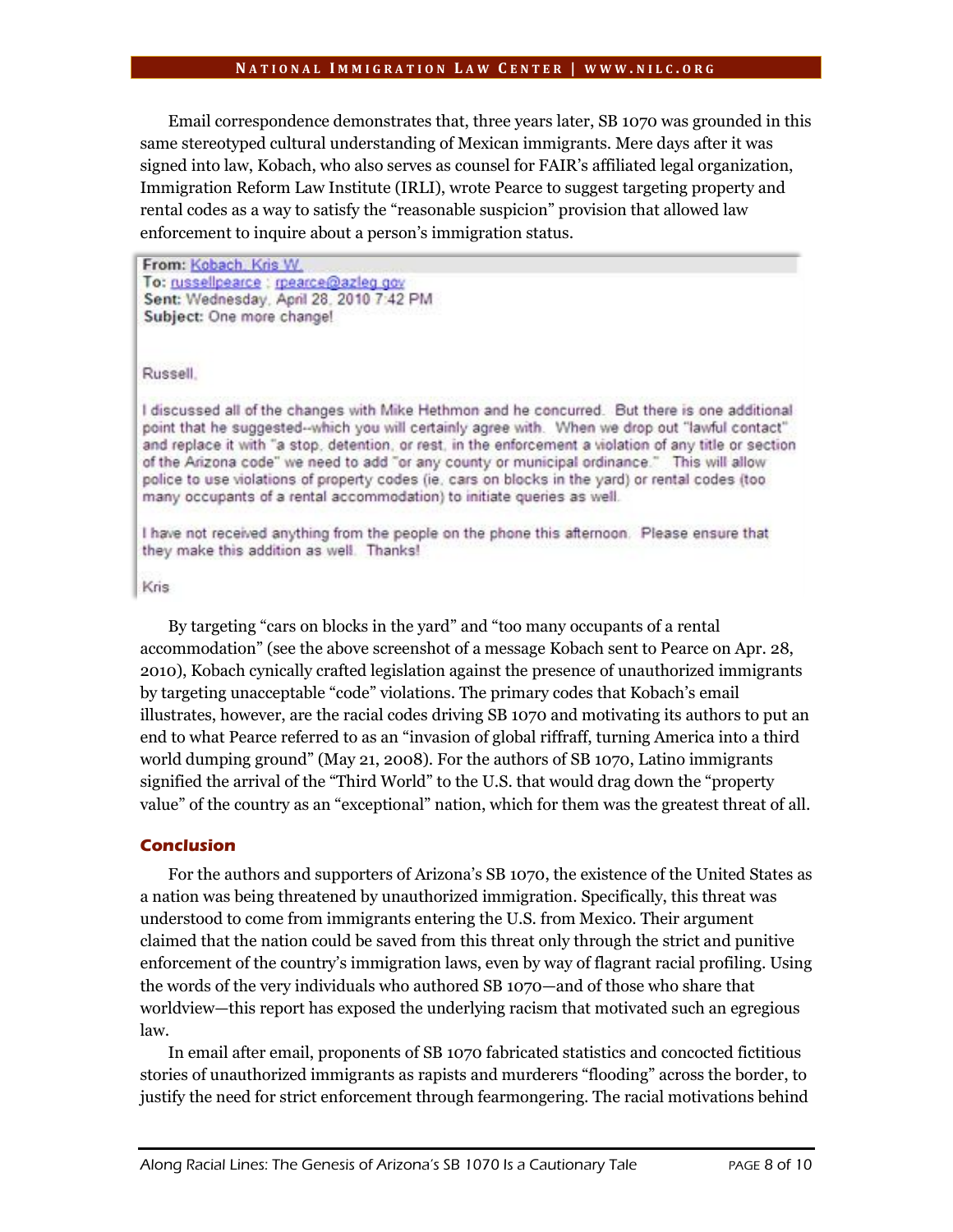Email correspondence demonstrates that, three years later, SB 1070 was grounded in this same stereotyped cultural understanding of Mexican immigrants. Mere days after it was signed into law, Kobach, who also serves as counsel for FAIR's affiliated legal organization, Immigration Reform Law Institute (IRLI), wrote Pearce to suggest targeting property and rental codes as a way to satisfy the "reasonable suspicion" provision that allowed law enforcement to inquire about a person's immigration status.

> **From:** Kobach, Kris W.
> **To:** russellpearce ; rpearce@azleg.gov
> **Sent:** Wednesday, April 28, 2010 7:42 PM
> **Subject:** One more change!
>
> Russell,
>
> I discussed all of the changes with Mike Hethmon and he concurred. But there is one additional point that he suggested--which you will certainly agree with. When we drop out "lawful contact" and replace it with "a stop, detention, or rest, in the enforcement a violation of any title or section of the Arizona code" we need to add "or any county or municipal ordinance." This will allow police to use violations of property codes (ie, cars on blocks in the yard) or rental codes (too many occupants of a rental accommodation) to initiate queries as well.
>
> I have not received anything from the people on the phone this afternoon. Please ensure that they make this addition as well. Thanks!
>
> Kris

By targeting "cars on blocks in the yard" and "too many occupants of a rental accommodation" (see the above screenshot of a message Kobach sent to Pearce on Apr. 28, 2010), Kobach cynically crafted legislation against the presence of unauthorized immigrants by targeting unacceptable "code" violations. The primary codes that Kobach's email illustrates, however, are the racial codes driving SB 1070 and motivating its authors to put an end to what Pearce referred to as an "invasion of global riffraff, turning America into a third world dumping ground" (May 21, 2008). For the authors of SB 1070, Latino immigrants signified the arrival of the "Third World" to the U.S. that would drag down the "property value" of the country as an "exceptional" nation, which for them was the greatest threat of all.

## Conclusion

For the authors and supporters of Arizona's SB 1070, the existence of the United States as a nation was being threatened by unauthorized immigration. Specifically, this threat was understood to come from immigrants entering the U.S. from Mexico. Their argument claimed that the nation could be saved from this threat only through the strict and punitive enforcement of the country's immigration laws, even by way of flagrant racial profiling. Using the words of the very individuals who authored SB 1070—and of those who share that worldview—this report has exposed the underlying racism that motivated such an egregious law.

In email after email, proponents of SB 1070 fabricated statistics and concocted fictitious stories of unauthorized immigrants as rapists and murderers "flooding" across the border, to justify the need for strict enforcement through fearmongering. The racial motivations behind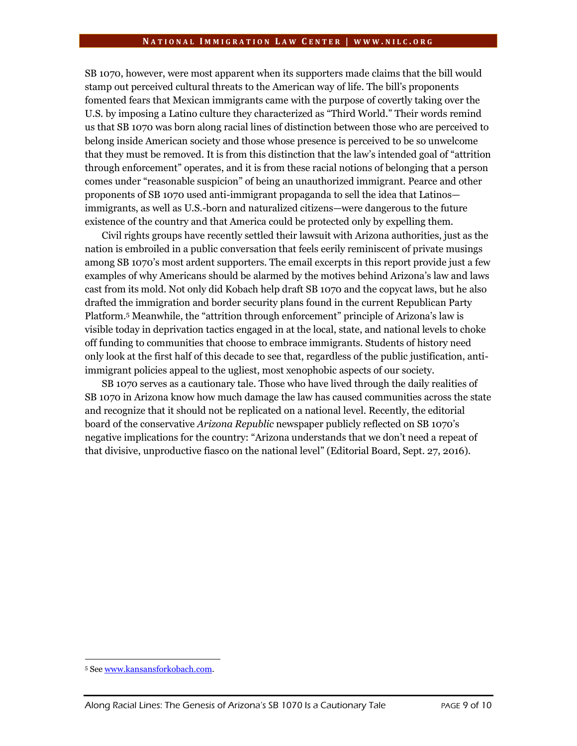SB 1070, however, were most apparent when its supporters made claims that the bill would stamp out perceived cultural threats to the American way of life. The bill's proponents fomented fears that Mexican immigrants came with the purpose of covertly taking over the U.S. by imposing a Latino culture they characterized as "Third World." Their words remind us that SB 1070 was born along racial lines of distinction between those who are perceived to belong inside American society and those whose presence is perceived to be so unwelcome that they must be removed. It is from this distinction that the law's intended goal of "attrition through enforcement" operates, and it is from these racial notions of belonging that a person comes under "reasonable suspicion" of being an unauthorized immigrant. Pearce and other proponents of SB 1070 used anti-immigrant propaganda to sell the idea that Latinos—immigrants, as well as U.S.-born and naturalized citizens—were dangerous to the future existence of the country and that America could be protected only by expelling them.

Civil rights groups have recently settled their lawsuit with Arizona authorities, just as the nation is embroiled in a public conversation that feels eerily reminiscent of private musings among SB 1070's most ardent supporters. The email excerpts in this report provide just a few examples of why Americans should be alarmed by the motives behind Arizona's law and laws cast from its mold. Not only did Kobach help draft SB 1070 and the copycat laws, but he also drafted the immigration and border security plans found in the current Republican Party Platform.[5] Meanwhile, the "attrition through enforcement" principle of Arizona's law is visible today in deprivation tactics engaged in at the local, state, and national levels to choke off funding to communities that choose to embrace immigrants. Students of history need only look at the first half of this decade to see that, regardless of the public justification, anti-immigrant policies appeal to the ugliest, most xenophobic aspects of our society.

SB 1070 serves as a cautionary tale. Those who have lived through the daily realities of SB 1070 in Arizona know how much damage the law has caused communities across the state and recognize that it should not be replicated on a national level. Recently, the editorial board of the conservative *Arizona Republic* newspaper publicly reflected on SB 1070's negative implications for the country: "Arizona understands that we don't need a repeat of that divisive, unproductive fiasco on the national level" (Editorial Board, Sept. 27, 2016).

---

[5] See [www.kansansforkobach.com](http://www.kansansforkobach.com).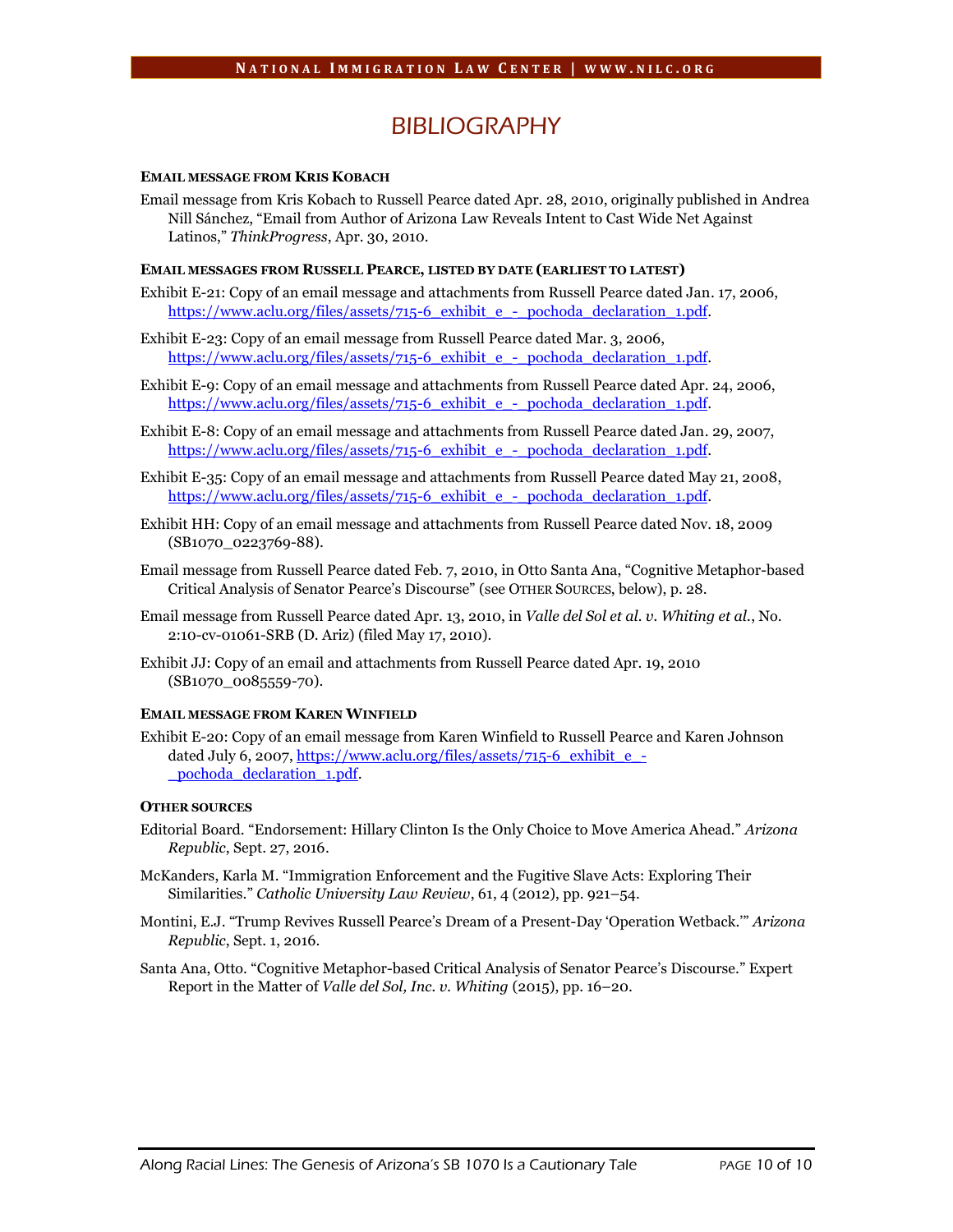# BIBLIOGRAPHY

**EMAIL MESSAGE FROM KRIS KOBACH**

Email message from Kris Kobach to Russell Pearce dated Apr. 28, 2010, originally published in Andrea Nill Sánchez, "Email from Author of Arizona Law Reveals Intent to Cast Wide Net Against Latinos," *ThinkProgress*, Apr. 30, 2010.

**EMAIL MESSAGES FROM RUSSELL PEARCE, LISTED BY DATE (EARLIEST TO LATEST)**

Exhibit E-21: Copy of an email message and attachments from Russell Pearce dated Jan. 17, 2006, https://www.aclu.org/files/assets/715-6_exhibit_e_-_pochoda_declaration_1.pdf.

Exhibit E-23: Copy of an email message from Russell Pearce dated Mar. 3, 2006, https://www.aclu.org/files/assets/715-6_exhibit_e_-_pochoda_declaration_1.pdf.

Exhibit E-9: Copy of an email message and attachments from Russell Pearce dated Apr. 24, 2006, https://www.aclu.org/files/assets/715-6_exhibit_e_-_pochoda_declaration_1.pdf.

Exhibit E-8: Copy of an email message and attachments from Russell Pearce dated Jan. 29, 2007, https://www.aclu.org/files/assets/715-6_exhibit_e_-_pochoda_declaration_1.pdf.

Exhibit E-35: Copy of an email message and attachments from Russell Pearce dated May 21, 2008, https://www.aclu.org/files/assets/715-6_exhibit_e_-_pochoda_declaration_1.pdf.

Exhibit HH: Copy of an email message and attachments from Russell Pearce dated Nov. 18, 2009 (SB1070_0223769-88).

Email message from Russell Pearce dated Feb. 7, 2010, in Otto Santa Ana, "Cognitive Metaphor-based Critical Analysis of Senator Pearce's Discourse" (see OTHER SOURCES, below), p. 28.

Email message from Russell Pearce dated Apr. 13, 2010, in *Valle del Sol et al. v. Whiting et al.*, No. 2:10-cv-01061-SRB (D. Ariz) (filed May 17, 2010).

Exhibit JJ: Copy of an email and attachments from Russell Pearce dated Apr. 19, 2010 (SB1070_0085559-70).

**EMAIL MESSAGE FROM KAREN WINFIELD**

Exhibit E-20: Copy of an email message from Karen Winfield to Russell Pearce and Karen Johnson dated July 6, 2007, https://www.aclu.org/files/assets/715-6_exhibit_e_-_pochoda_declaration_1.pdf.

**OTHER SOURCES**

Editorial Board. "Endorsement: Hillary Clinton Is the Only Choice to Move America Ahead." *Arizona Republic*, Sept. 27, 2016.

McKanders, Karla M. "Immigration Enforcement and the Fugitive Slave Acts: Exploring Their Similarities." *Catholic University Law Review*, 61, 4 (2012), pp. 921–54.

Montini, E.J. "Trump Revives Russell Pearce's Dream of a Present-Day 'Operation Wetback.'" *Arizona Republic*, Sept. 1, 2016.

Santa Ana, Otto. "Cognitive Metaphor-based Critical Analysis of Senator Pearce's Discourse." Expert Report in the Matter of *Valle del Sol, Inc. v. Whiting* (2015), pp. 16–20.